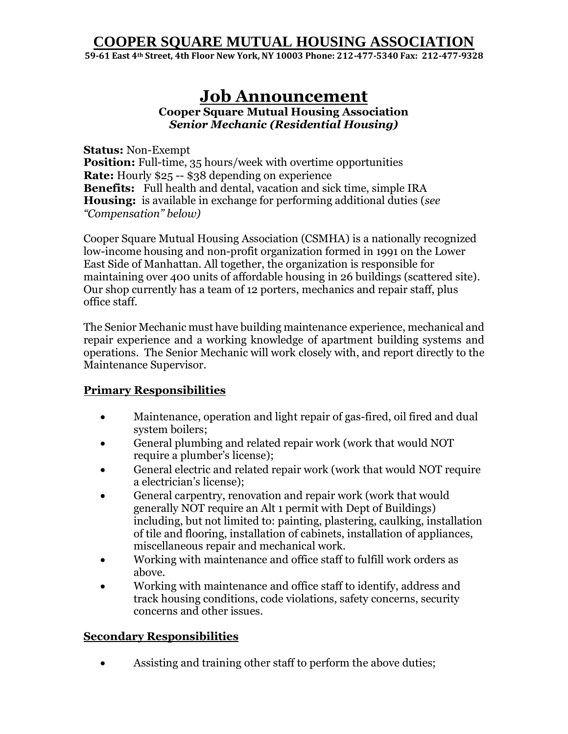# COOPER SQUARE MUTUAL HOUSING ASSOCIATION

**59-61 East 4th Street, 4th Floor New York, NY 10003 Phone: 212-477-5340 Fax: 212-477-9328**

## Job Announcement

**Cooper Square Mutual Housing Association**
***Senior Mechanic (Residential Housing)***

**Status:** Non-Exempt
**Position:** Full-time, 35 hours/week with overtime opportunities
**Rate:** Hourly $25 -- $38 depending on experience
**Benefits:** Full health and dental, vacation and sick time, simple IRA
**Housing:** is available in exchange for performing additional duties (*see "Compensation" below)*

Cooper Square Mutual Housing Association (CSMHA) is a nationally recognized low-income housing and non-profit organization formed in 1991 on the Lower East Side of Manhattan. All together, the organization is responsible for maintaining over 400 units of affordable housing in 26 buildings (scattered site). Our shop currently has a team of 12 porters, mechanics and repair staff, plus office staff.

The Senior Mechanic must have building maintenance experience, mechanical and repair experience and a working knowledge of apartment building systems and operations. The Senior Mechanic will work closely with, and report directly to the Maintenance Supervisor.

### Primary Responsibilities

- Maintenance, operation and light repair of gas-fired, oil fired and dual system boilers;
- General plumbing and related repair work (work that would NOT require a plumber's license);
- General electric and related repair work (work that would NOT require a electrician's license);
- General carpentry, renovation and repair work (work that would generally NOT require an Alt 1 permit with Dept of Buildings) including, but not limited to: painting, plastering, caulking, installation of tile and flooring, installation of cabinets, installation of appliances, miscellaneous repair and mechanical work.
- Working with maintenance and office staff to fulfill work orders as above.
- Working with maintenance and office staff to identify, address and track housing conditions, code violations, safety concerns, security concerns and other issues.

### Secondary Responsibilities

- Assisting and training other staff to perform the above duties;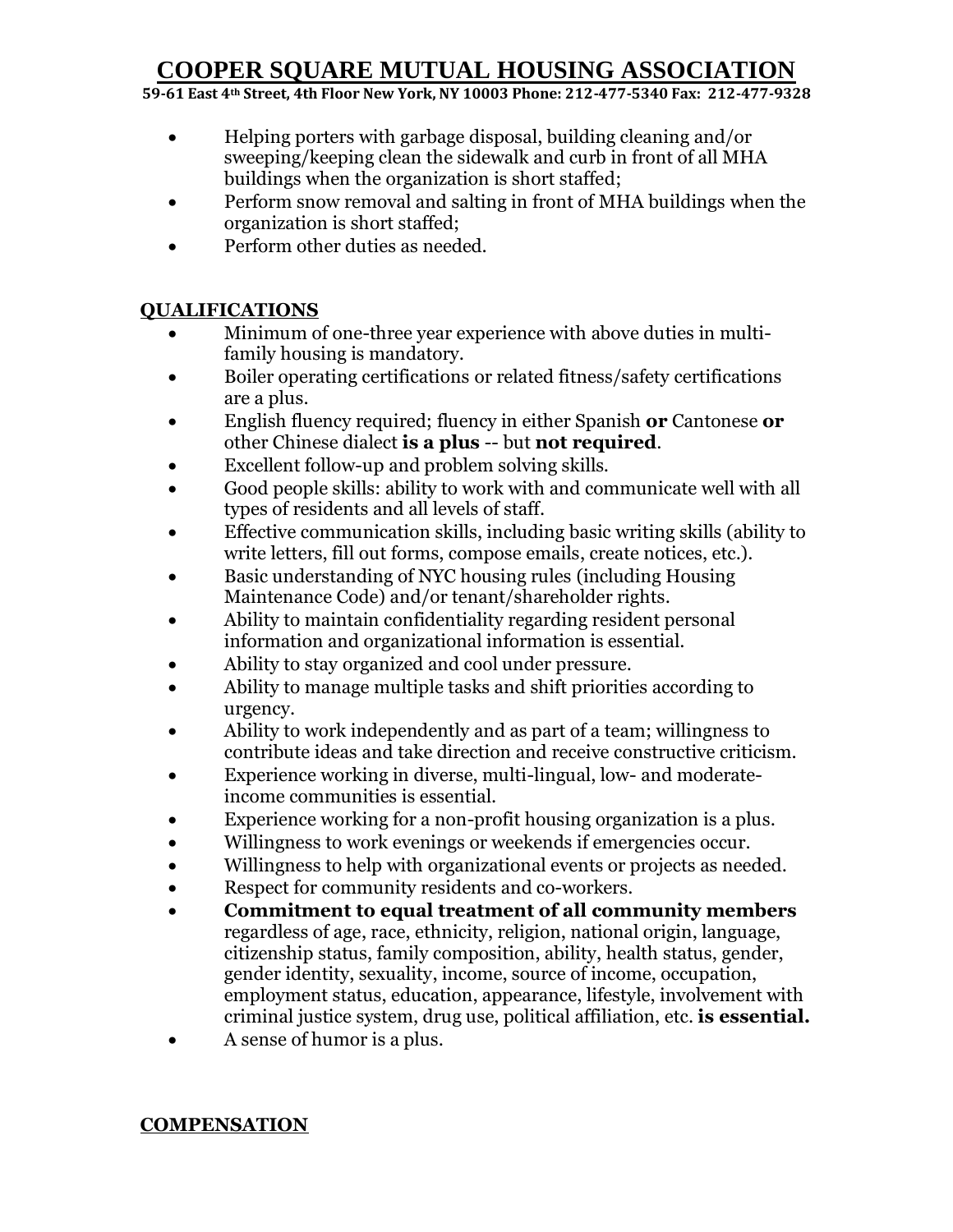- Helping porters with garbage disposal, building cleaning and/or sweeping/keeping clean the sidewalk and curb in front of all MHA buildings when the organization is short staffed;
- Perform snow removal and salting in front of MHA buildings when the organization is short staffed;
- Perform other duties as needed.

## QUALIFICATIONS

- Minimum of one-three year experience with above duties in multi-family housing is mandatory.
- Boiler operating certifications or related fitness/safety certifications are a plus.
- English fluency required; fluency in either Spanish **or** Cantonese **or** other Chinese dialect **is a plus** -- but **not required**.
- Excellent follow-up and problem solving skills.
- Good people skills: ability to work with and communicate well with all types of residents and all levels of staff.
- Effective communication skills, including basic writing skills (ability to write letters, fill out forms, compose emails, create notices, etc.).
- Basic understanding of NYC housing rules (including Housing Maintenance Code) and/or tenant/shareholder rights.
- Ability to maintain confidentiality regarding resident personal information and organizational information is essential.
- Ability to stay organized and cool under pressure.
- Ability to manage multiple tasks and shift priorities according to urgency.
- Ability to work independently and as part of a team; willingness to contribute ideas and take direction and receive constructive criticism.
- Experience working in diverse, multi-lingual, low- and moderate-income communities is essential.
- Experience working for a non-profit housing organization is a plus.
- Willingness to work evenings or weekends if emergencies occur.
- Willingness to help with organizational events or projects as needed.
- Respect for community residents and co-workers.
- **Commitment to equal treatment of all community members** regardless of age, race, ethnicity, religion, national origin, language, citizenship status, family composition, ability, health status, gender, gender identity, sexuality, income, source of income, occupation, employment status, education, appearance, lifestyle, involvement with criminal justice system, drug use, political affiliation, etc. **is essential.**
- A sense of humor is a plus.

## COMPENSATION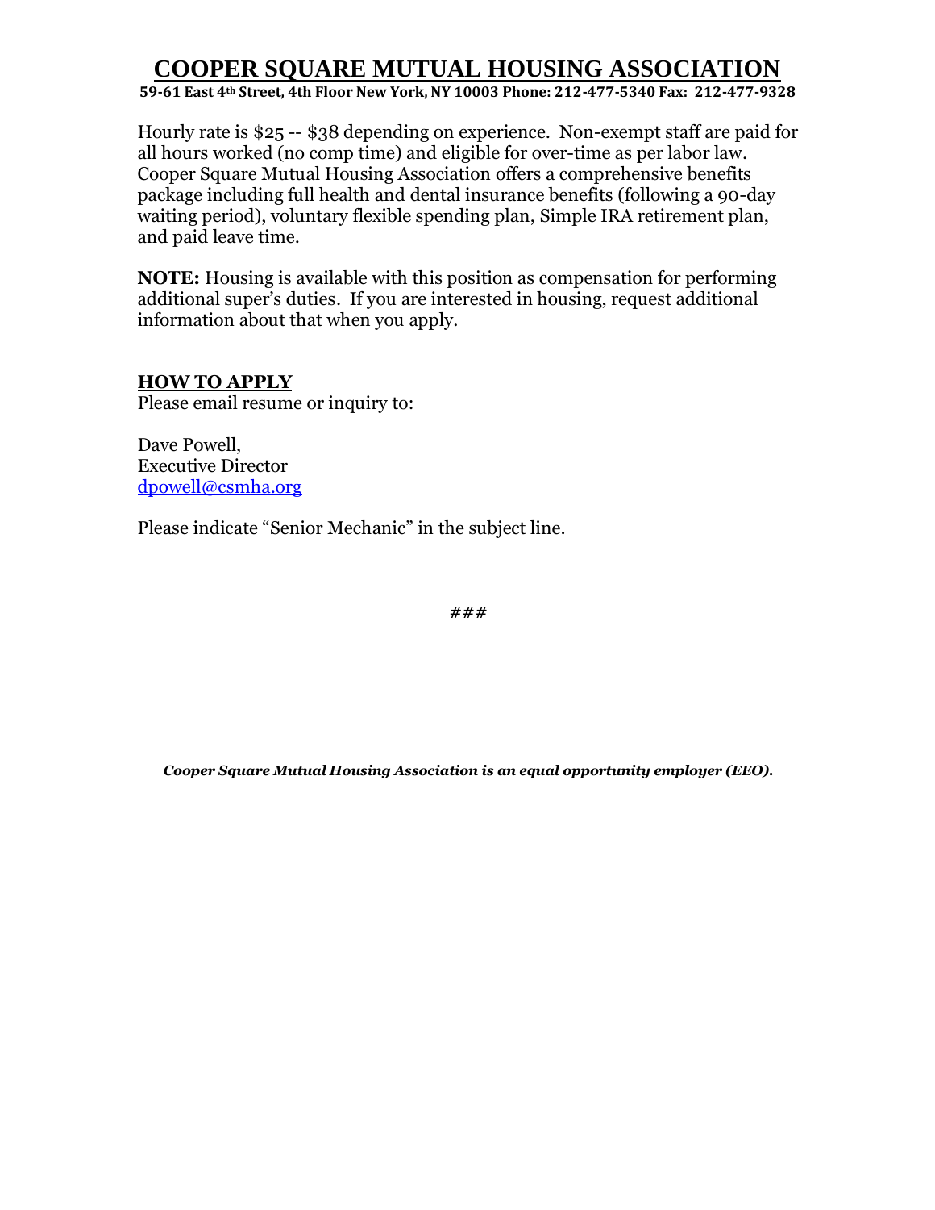# COOPER SQUARE MUTUAL HOUSING ASSOCIATION

**59-61 East 4th Street, 4th Floor New York, NY 10003 Phone: 212-477-5340 Fax: 212-477-9328**

Hourly rate is $25 -- $38 depending on experience. Non-exempt staff are paid for all hours worked (no comp time) and eligible for over-time as per labor law. Cooper Square Mutual Housing Association offers a comprehensive benefits package including full health and dental insurance benefits (following a 90-day waiting period), voluntary flexible spending plan, Simple IRA retirement plan, and paid leave time.

**NOTE:** Housing is available with this position as compensation for performing additional super's duties. If you are interested in housing, request additional information about that when you apply.

## HOW TO APPLY

Please email resume or inquiry to:

Dave Powell,
Executive Director
dpowell@csmha.org

Please indicate "Senior Mechanic" in the subject line.

***###***

***Cooper Square Mutual Housing Association is an equal opportunity employer (EEO).***